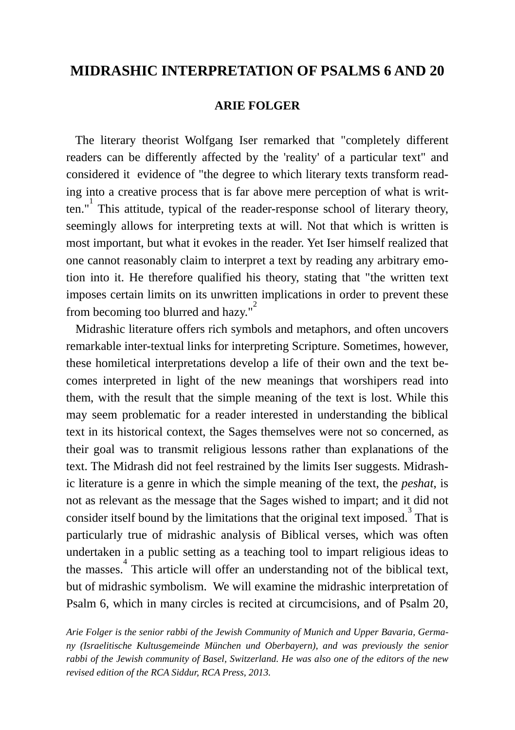# MIDRASHIC INTERPRETATION OF PSALMS 6 AND 20

## ARIE FOLGER

The literary theorist Wolfgang Iser remarked that "completely different readers can be differently affected by the 'reality' of a particular text" and considered it evidence of "the degree to which literary texts transform reading into a creative process that is far above mere perception of what is written."[1] This attitude, typical of the reader-response school of literary theory, seemingly allows for interpreting texts at will. Not that which is written is most important, but what it evokes in the reader. Yet Iser himself realized that one cannot reasonably claim to interpret a text by reading any arbitrary emotion into it. He therefore qualified his theory, stating that "the written text imposes certain limits on its unwritten implications in order to prevent these from becoming too blurred and hazy."[2]

Midrashic literature offers rich symbols and metaphors, and often uncovers remarkable inter-textual links for interpreting Scripture. Sometimes, however, these homiletical interpretations develop a life of their own and the text becomes interpreted in light of the new meanings that worshipers read into them, with the result that the simple meaning of the text is lost. While this may seem problematic for a reader interested in understanding the biblical text in its historical context, the Sages themselves were not so concerned, as their goal was to transmit religious lessons rather than explanations of the text. The Midrash did not feel restrained by the limits Iser suggests. Midrashic literature is a genre in which the simple meaning of the text, the *peshat*, is not as relevant as the message that the Sages wished to impart; and it did not consider itself bound by the limitations that the original text imposed.[3] That is particularly true of midrashic analysis of Biblical verses, which was often undertaken in a public setting as a teaching tool to impart religious ideas to the masses.[4] This article will offer an understanding not of the biblical text, but of midrashic symbolism. We will examine the midrashic interpretation of Psalm 6, which in many circles is recited at circumcisions, and of Psalm 20,

*Arie Folger is the senior rabbi of the Jewish Community of Munich and Upper Bavaria, Germany (Israelitische Kultusgemeinde München und Oberbayern), and was previously the senior rabbi of the Jewish community of Basel, Switzerland. He was also one of the editors of the new revised edition of the RCA Siddur, RCA Press, 2013.*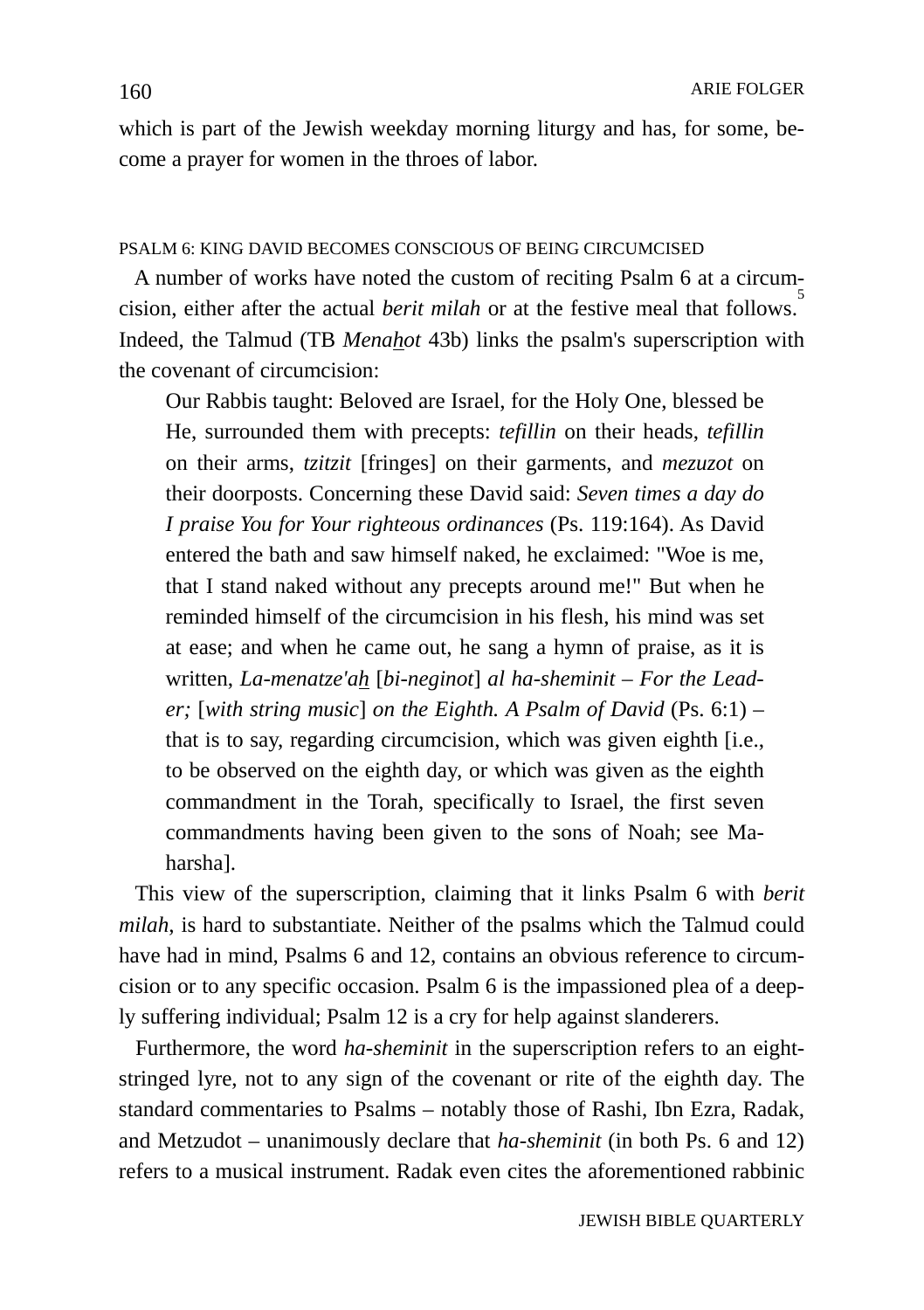which is part of the Jewish weekday morning liturgy and has, for some, become a prayer for women in the throes of labor.

## PSALM 6: KING DAVID BECOMES CONSCIOUS OF BEING CIRCUMCISED

A number of works have noted the custom of reciting Psalm 6 at a circumcision, either after the actual *berit milah* or at the festive meal that follows.[5] Indeed, the Talmud (TB *Menahot* 43b) links the psalm's superscription with the covenant of circumcision:

> Our Rabbis taught: Beloved are Israel, for the Holy One, blessed be He, surrounded them with precepts: *tefillin* on their heads, *tefillin* on their arms, *tzitzit* [fringes] on their garments, and *mezuzot* on their doorposts. Concerning these David said: *Seven times a day do I praise You for Your righteous ordinances* (Ps. 119:164). As David entered the bath and saw himself naked, he exclaimed: "Woe is me, that I stand naked without any precepts around me!" But when he reminded himself of the circumcision in his flesh, his mind was set at ease; and when he came out, he sang a hymn of praise, as it is written, *La-menatze'ah* [*bi-neginot*] *al ha-sheminit – For the Leader;* [*with string music*] *on the Eighth. A Psalm of David* (Ps. 6:1) – that is to say, regarding circumcision, which was given eighth [i.e., to be observed on the eighth day, or which was given as the eighth commandment in the Torah, specifically to Israel, the first seven commandments having been given to the sons of Noah; see Maharsha].

This view of the superscription, claiming that it links Psalm 6 with *berit milah*, is hard to substantiate. Neither of the psalms which the Talmud could have had in mind, Psalms 6 and 12, contains an obvious reference to circumcision or to any specific occasion. Psalm 6 is the impassioned plea of a deeply suffering individual; Psalm 12 is a cry for help against slanderers.

Furthermore, the word *ha-sheminit* in the superscription refers to an eight-stringed lyre, not to any sign of the covenant or rite of the eighth day. The standard commentaries to Psalms – notably those of Rashi, Ibn Ezra, Radak, and Metzudot – unanimously declare that *ha-sheminit* (in both Ps. 6 and 12) refers to a musical instrument. Radak even cites the aforementioned rabbinic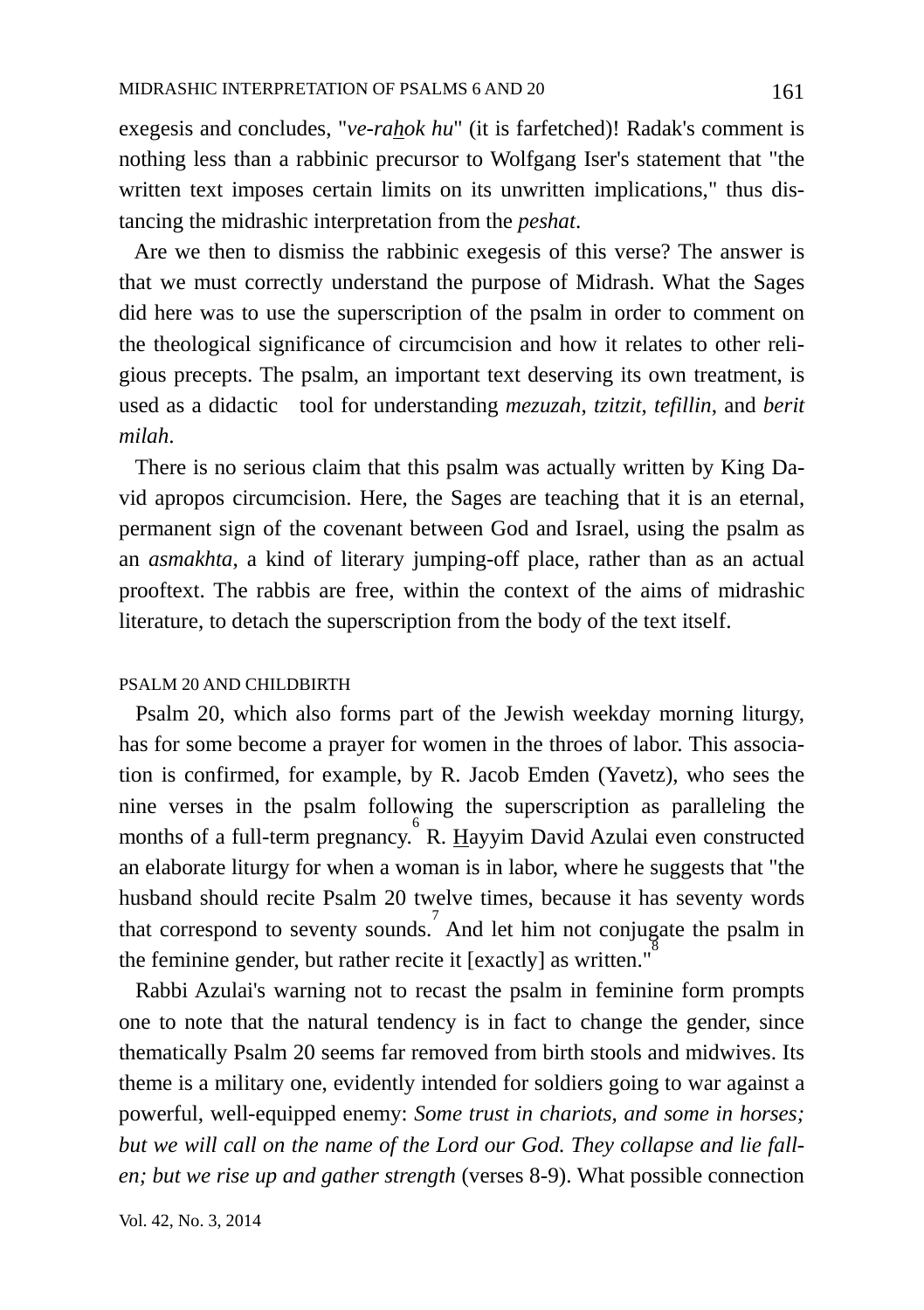exegesis and concludes, "*ve-rahok hu*" (it is farfetched)! Radak's comment is nothing less than a rabbinic precursor to Wolfgang Iser's statement that "the written text imposes certain limits on its unwritten implications," thus distancing the midrashic interpretation from the *peshat*.

Are we then to dismiss the rabbinic exegesis of this verse? The answer is that we must correctly understand the purpose of Midrash. What the Sages did here was to use the superscription of the psalm in order to comment on the theological significance of circumcision and how it relates to other religious precepts. The psalm, an important text deserving its own treatment, is used as a didactic tool for understanding *mezuzah*, *tzitzit*, *tefillin*, and *berit milah*.

There is no serious claim that this psalm was actually written by King David apropos circumcision. Here, the Sages are teaching that it is an eternal, permanent sign of the covenant between God and Israel, using the psalm as an *asmakhta*, a kind of literary jumping-off place, rather than as an actual prooftext. The rabbis are free, within the context of the aims of midrashic literature, to detach the superscription from the body of the text itself.

## PSALM 20 AND CHILDBIRTH

Psalm 20, which also forms part of the Jewish weekday morning liturgy, has for some become a prayer for women in the throes of labor. This association is confirmed, for example, by R. Jacob Emden (Yavetz), who sees the nine verses in the psalm following the superscription as paralleling the months of a full-term pregnancy.[6] R. Hayyim David Azulai even constructed an elaborate liturgy for when a woman is in labor, where he suggests that "the husband should recite Psalm 20 twelve times, because it has seventy words that correspond to seventy sounds.[7] And let him not conjugate the psalm in the feminine gender, but rather recite it [exactly] as written."[8]

Rabbi Azulai's warning not to recast the psalm in feminine form prompts one to note that the natural tendency is in fact to change the gender, since thematically Psalm 20 seems far removed from birth stools and midwives. Its theme is a military one, evidently intended for soldiers going to war against a powerful, well-equipped enemy: *Some trust in chariots, and some in horses; but we will call on the name of the Lord our God. They collapse and lie fallen; but we rise up and gather strength* (verses 8-9). What possible connection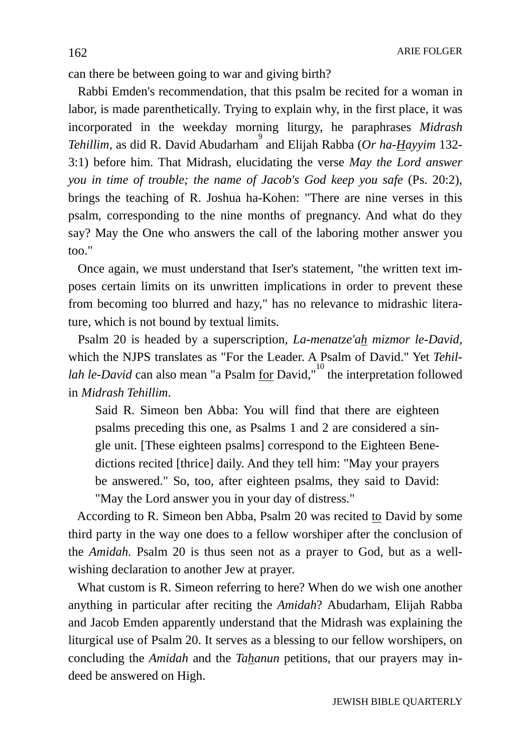can there be between going to war and giving birth?

Rabbi Emden's recommendation, that this psalm be recited for a woman in labor, is made parenthetically. Trying to explain why, in the first place, it was incorporated in the weekday morning liturgy, he paraphrases *Midrash Tehillim*, as did R. David Abudarham[9] and Elijah Rabba (*Or ha-Hayyim* 132-3:1) before him. That Midrash, elucidating the verse *May the Lord answer you in time of trouble; the name of Jacob's God keep you safe* (Ps. 20:2), brings the teaching of R. Joshua ha-Kohen: "There are nine verses in this psalm, corresponding to the nine months of pregnancy. And what do they say? May the One who answers the call of the laboring mother answer you too."

Once again, we must understand that Iser's statement, "the written text imposes certain limits on its unwritten implications in order to prevent these from becoming too blurred and hazy," has no relevance to midrashic literature, which is not bound by textual limits.

Psalm 20 is headed by a superscription, *La-menatze'ah mizmor le-David*, which the NJPS translates as "For the Leader. A Psalm of David." Yet *Tehillah le-David* can also mean "a Psalm for David,"[10] the interpretation followed in *Midrash Tehillim*.

> Said R. Simeon ben Abba: You will find that there are eighteen psalms preceding this one, as Psalms 1 and 2 are considered a single unit. [These eighteen psalms] correspond to the Eighteen Benedictions recited [thrice] daily. And they tell him: "May your prayers be answered." So, too, after eighteen psalms, they said to David: "May the Lord answer you in your day of distress."

According to R. Simeon ben Abba, Psalm 20 was recited to David by some third party in the way one does to a fellow worshiper after the conclusion of the *Amidah.* Psalm 20 is thus seen not as a prayer to God, but as a well-wishing declaration to another Jew at prayer.

What custom is R. Simeon referring to here? When do we wish one another anything in particular after reciting the *Amidah*? Abudarham, Elijah Rabba and Jacob Emden apparently understand that the Midrash was explaining the liturgical use of Psalm 20. It serves as a blessing to our fellow worshipers, on concluding the *Amidah* and the *Tahanun* petitions, that our prayers may indeed be answered on High.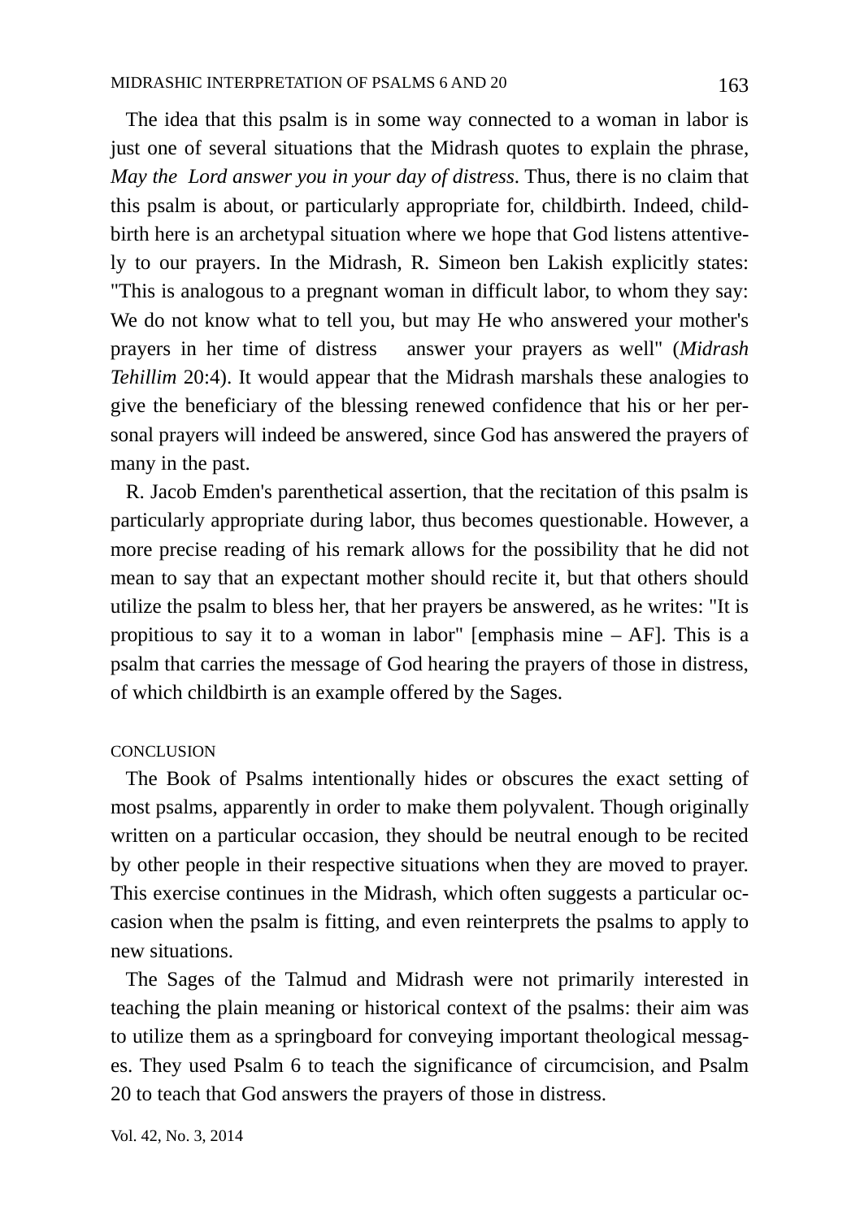The idea that this psalm is in some way connected to a woman in labor is just one of several situations that the Midrash quotes to explain the phrase, *May the Lord answer you in your day of distress*. Thus, there is no claim that this psalm is about, or particularly appropriate for, childbirth. Indeed, childbirth here is an archetypal situation where we hope that God listens attentively to our prayers. In the Midrash, R. Simeon ben Lakish explicitly states: "This is analogous to a pregnant woman in difficult labor, to whom they say: We do not know what to tell you, but may He who answered your mother's prayers in her time of distress answer your prayers as well" (*Midrash Tehillim* 20:4). It would appear that the Midrash marshals these analogies to give the beneficiary of the blessing renewed confidence that his or her personal prayers will indeed be answered, since God has answered the prayers of many in the past.

R. Jacob Emden's parenthetical assertion, that the recitation of this psalm is particularly appropriate during labor, thus becomes questionable. However, a more precise reading of his remark allows for the possibility that he did not mean to say that an expectant mother should recite it, but that others should utilize the psalm to bless her, that her prayers be answered, as he writes: "It is propitious to say it to a woman in labor" [emphasis mine – AF]. This is a psalm that carries the message of God hearing the prayers of those in distress, of which childbirth is an example offered by the Sages.

## CONCLUSION

The Book of Psalms intentionally hides or obscures the exact setting of most psalms, apparently in order to make them polyvalent. Though originally written on a particular occasion, they should be neutral enough to be recited by other people in their respective situations when they are moved to prayer. This exercise continues in the Midrash, which often suggests a particular occasion when the psalm is fitting, and even reinterprets the psalms to apply to new situations.

The Sages of the Talmud and Midrash were not primarily interested in teaching the plain meaning or historical context of the psalms: their aim was to utilize them as a springboard for conveying important theological messages. They used Psalm 6 to teach the significance of circumcision, and Psalm 20 to teach that God answers the prayers of those in distress.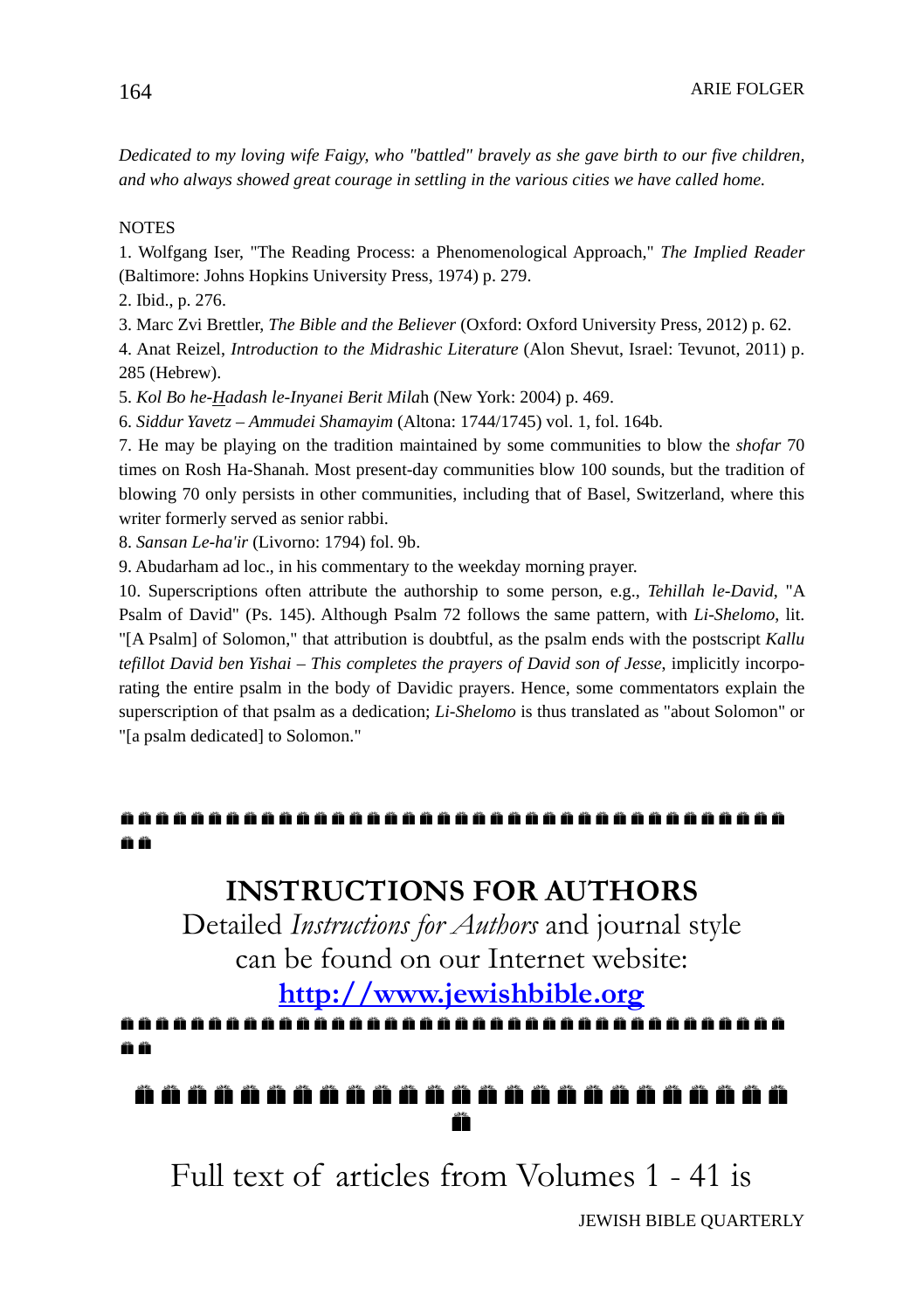*Dedicated to my loving wife Faigy, who "battled" bravely as she gave birth to our five children, and who always showed great courage in settling in the various cities we have called home.*

NOTES

1. Wolfgang Iser, "The Reading Process: a Phenomenological Approach," *The Implied Reader* (Baltimore: Johns Hopkins University Press, 1974) p. 279.

2. Ibid., p. 276.

3. Marc Zvi Brettler, *The Bible and the Believer* (Oxford: Oxford University Press, 2012) p. 62.

4. Anat Reizel, *Introduction to the Midrashic Literature* (Alon Shevut, Israel: Tevunot, 2011) p. 285 (Hebrew).

5. *Kol Bo he-Hadash le-Inyanei Berit Mila*h (New York: 2004) p. 469.

6. *Siddur Yavetz – Ammudei Shamayim* (Altona: 1744/1745) vol. 1, fol. 164b.

7. He may be playing on the tradition maintained by some communities to blow the *shofar* 70 times on Rosh Ha-Shanah. Most present-day communities blow 100 sounds, but the tradition of blowing 70 only persists in other communities, including that of Basel, Switzerland, where this writer formerly served as senior rabbi.

8. *Sansan Le-ha'ir* (Livorno: 1794) fol. 9b.

9. Abudarham ad loc., in his commentary to the weekday morning prayer.

10. Superscriptions often attribute the authorship to some person, e.g., *Tehillah le-David*, "A Psalm of David" (Ps. 145). Although Psalm 72 follows the same pattern, with *Li-Shelomo*, lit. "[A Psalm] of Solomon," that attribution is doubtful, as the psalm ends with the postscript *Kallu tefillot David ben Yishai – This completes the prayers of David son of Jesse*, implicitly incorporating the entire psalm in the body of Davidic prayers. Hence, some commentators explain the superscription of that psalm as a dedication; *Li-Shelomo* is thus translated as "about Solomon" or "[a psalm dedicated] to Solomon."

## INSTRUCTIONS FOR AUTHORS

Detailed *Instructions for Authors* and journal style can be found on our Internet website:

**http://www.jewishbible.org**

Full text of articles from Volumes 1 - 41 is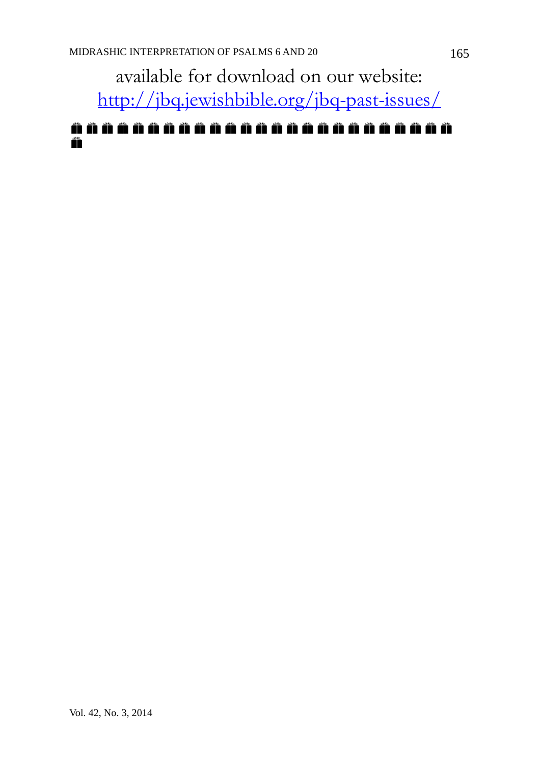available for download on our website:
http://jbq.jewishbible.org/jbq-past-issues/